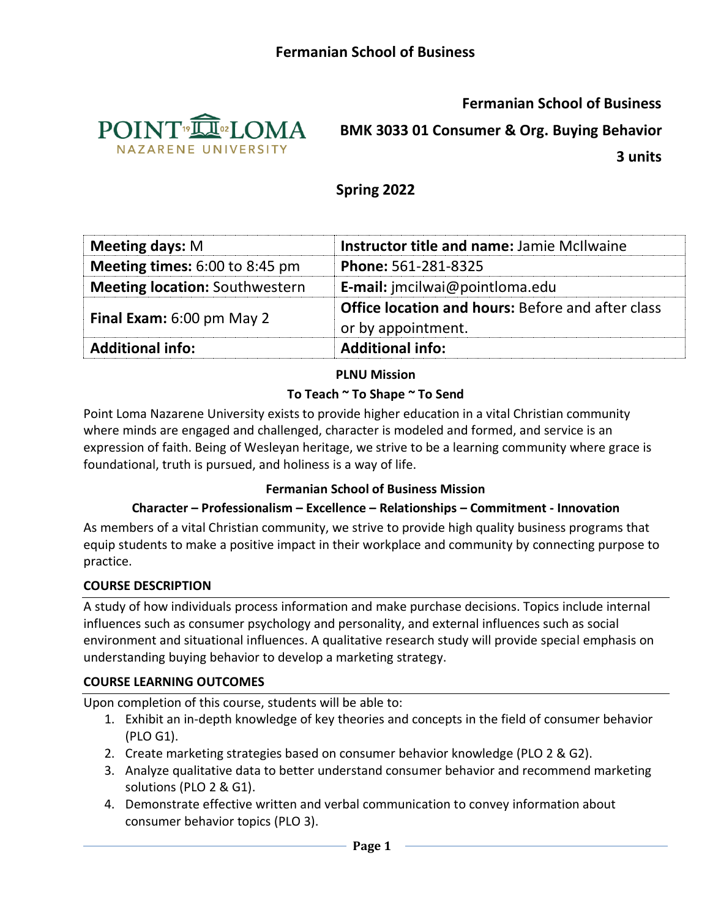# Fermanian School of Business

**Fermanian School of Business**

**BMK 3033 01 Consumer & Org. Buying Behavior**

**3 units**

**Spring 2022**

| **Meeting days:** M | **Instructor title and name:** Jamie McIlwaine |
|---|---|
| **Meeting times:** 6:00 to 8:45 pm | **Phone:** 561-281-8325 |
| **Meeting location:** Southwestern | **E-mail:** jmcilwai@pointloma.edu |
| **Final Exam:** 6:00 pm May 2 | **Office location and hours:** Before and after class or by appointment. |
| **Additional info:** | **Additional info:** |

### PLNU Mission

**To Teach ~ To Shape ~ To Send**

Point Loma Nazarene University exists to provide higher education in a vital Christian community where minds are engaged and challenged, character is modeled and formed, and service is an expression of faith. Being of Wesleyan heritage, we strive to be a learning community where grace is foundational, truth is pursued, and holiness is a way of life.

### Fermanian School of Business Mission

**Character – Professionalism – Excellence – Relationships – Commitment - Innovation**

As members of a vital Christian community, we strive to provide high quality business programs that equip students to make a positive impact in their workplace and community by connecting purpose to practice.

## COURSE DESCRIPTION

A study of how individuals process information and make purchase decisions. Topics include internal influences such as consumer psychology and personality, and external influences such as social environment and situational influences. A qualitative research study will provide special emphasis on understanding buying behavior to develop a marketing strategy.

## COURSE LEARNING OUTCOMES

Upon completion of this course, students will be able to:

1. Exhibit an in-depth knowledge of key theories and concepts in the field of consumer behavior (PLO G1).
2. Create marketing strategies based on consumer behavior knowledge (PLO 2 & G2).
3. Analyze qualitative data to better understand consumer behavior and recommend marketing solutions (PLO 2 & G1).
4. Demonstrate effective written and verbal communication to convey information about consumer behavior topics (PLO 3).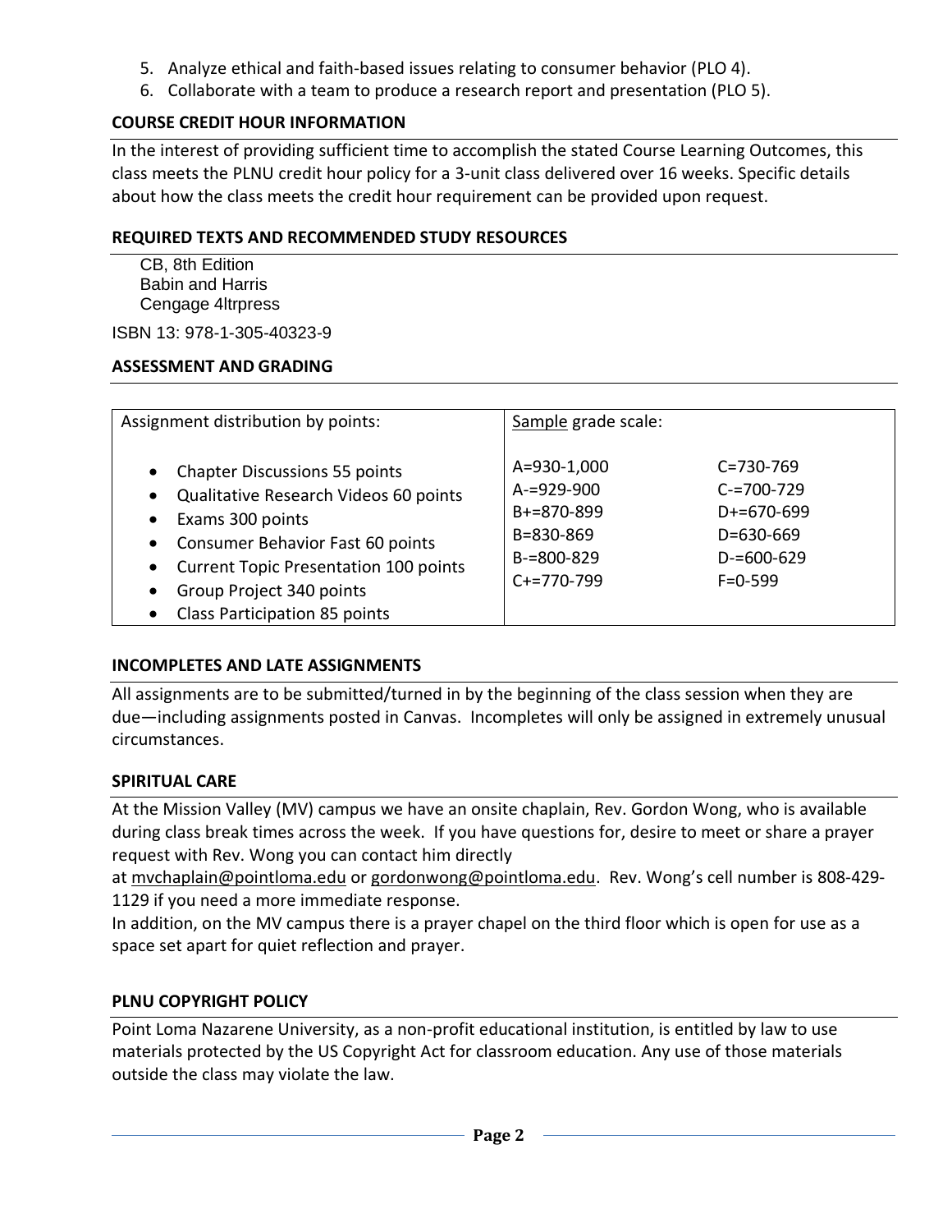5. Analyze ethical and faith-based issues relating to consumer behavior (PLO 4).
6. Collaborate with a team to produce a research report and presentation (PLO 5).

### COURSE CREDIT HOUR INFORMATION

In the interest of providing sufficient time to accomplish the stated Course Learning Outcomes, this class meets the PLNU credit hour policy for a 3-unit class delivered over 16 weeks. Specific details about how the class meets the credit hour requirement can be provided upon request.

### REQUIRED TEXTS AND RECOMMENDED STUDY RESOURCES

CB, 8th Edition
Babin and Harris
Cengage 4ltrpress

ISBN 13: 978-1-305-40323-9

### ASSESSMENT AND GRADING

| Assignment distribution by points: | Sample grade scale: | |
|---|---|---|
| • Chapter Discussions 55 points<br>• Qualitative Research Videos 60 points<br>• Exams 300 points<br>• Consumer Behavior Fast 60 points<br>• Current Topic Presentation 100 points<br>• Group Project 340 points<br>• Class Participation 85 points | A=930-1,000<br>A-=929-900<br>B+=870-899<br>B=830-869<br>B-=800-829<br>C+=770-799 | C=730-769<br>C-=700-729<br>D+=670-699<br>D=630-669<br>D-=600-629<br>F=0-599 |

### INCOMPLETES AND LATE ASSIGNMENTS

All assignments are to be submitted/turned in by the beginning of the class session when they are due—including assignments posted in Canvas. Incompletes will only be assigned in extremely unusual circumstances.

### SPIRITUAL CARE

At the Mission Valley (MV) campus we have an onsite chaplain, Rev. Gordon Wong, who is available during class break times across the week. If you have questions for, desire to meet or share a prayer request with Rev. Wong you can contact him directly at mvchaplain@pointloma.edu or gordonwong@pointloma.edu. Rev. Wong's cell number is 808-429-1129 if you need a more immediate response.
In addition, on the MV campus there is a prayer chapel on the third floor which is open for use as a space set apart for quiet reflection and prayer.

### PLNU COPYRIGHT POLICY

Point Loma Nazarene University, as a non-profit educational institution, is entitled by law to use materials protected by the US Copyright Act for classroom education. Any use of those materials outside the class may violate the law.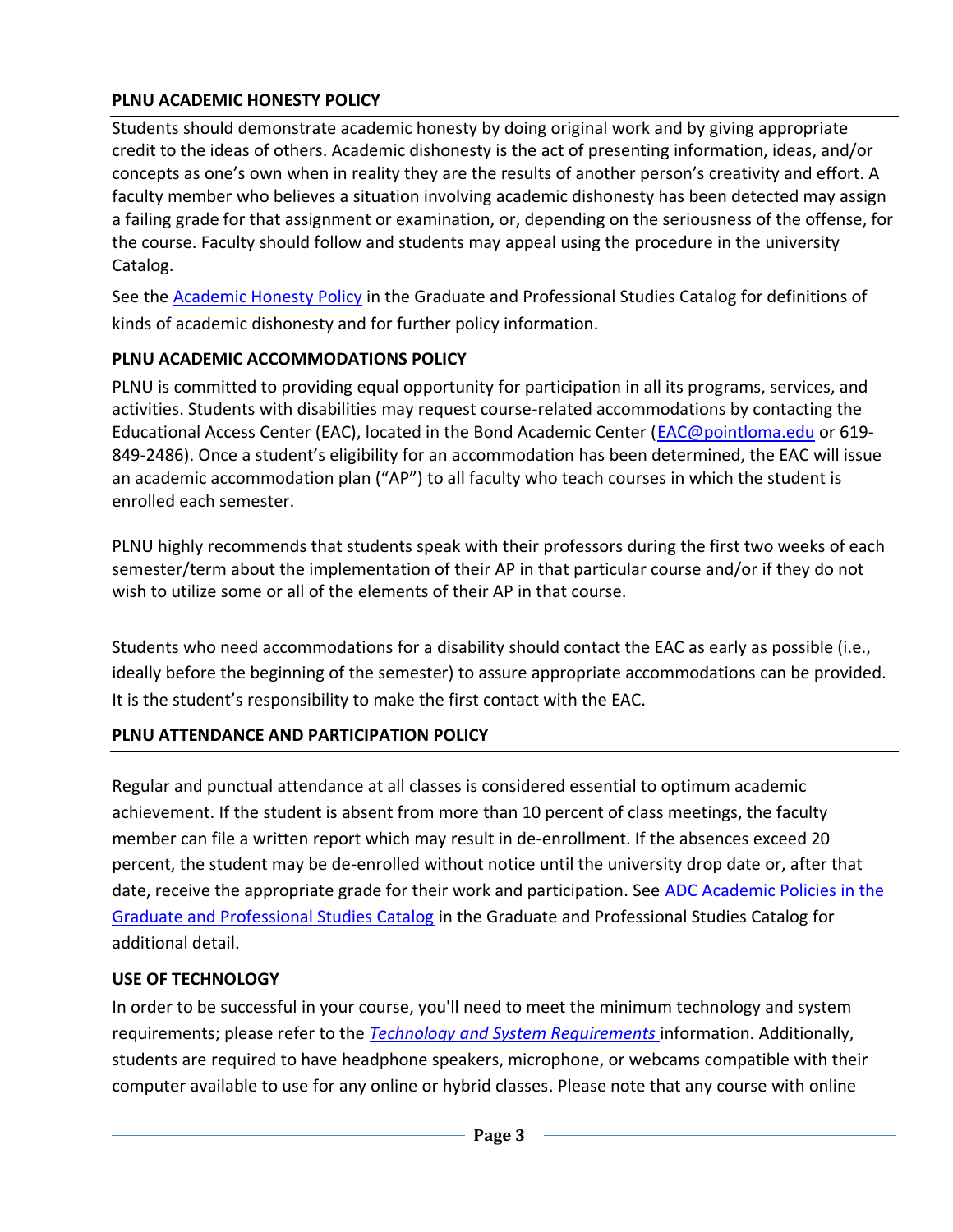### PLNU ACADEMIC HONESTY POLICY

Students should demonstrate academic honesty by doing original work and by giving appropriate credit to the ideas of others. Academic dishonesty is the act of presenting information, ideas, and/or concepts as one's own when in reality they are the results of another person's creativity and effort. A faculty member who believes a situation involving academic dishonesty has been detected may assign a failing grade for that assignment or examination, or, depending on the seriousness of the offense, for the course. Faculty should follow and students may appeal using the procedure in the university Catalog.

See the Academic Honesty Policy in the Graduate and Professional Studies Catalog for definitions of kinds of academic dishonesty and for further policy information.

### PLNU ACADEMIC ACCOMMODATIONS POLICY

PLNU is committed to providing equal opportunity for participation in all its programs, services, and activities. Students with disabilities may request course-related accommodations by contacting the Educational Access Center (EAC), located in the Bond Academic Center (EAC@pointloma.edu or 619-849-2486). Once a student's eligibility for an accommodation has been determined, the EAC will issue an academic accommodation plan ("AP") to all faculty who teach courses in which the student is enrolled each semester.

PLNU highly recommends that students speak with their professors during the first two weeks of each semester/term about the implementation of their AP in that particular course and/or if they do not wish to utilize some or all of the elements of their AP in that course.

Students who need accommodations for a disability should contact the EAC as early as possible (i.e., ideally before the beginning of the semester) to assure appropriate accommodations can be provided. It is the student's responsibility to make the first contact with the EAC.

### PLNU ATTENDANCE AND PARTICIPATION POLICY

Regular and punctual attendance at all classes is considered essential to optimum academic achievement. If the student is absent from more than 10 percent of class meetings, the faculty member can file a written report which may result in de-enrollment. If the absences exceed 20 percent, the student may be de-enrolled without notice until the university drop date or, after that date, receive the appropriate grade for their work and participation. See ADC Academic Policies in the Graduate and Professional Studies Catalog in the Graduate and Professional Studies Catalog for additional detail.

### USE OF TECHNOLOGY

In order to be successful in your course, you'll need to meet the minimum technology and system requirements; please refer to the *Technology and System Requirements* information. Additionally, students are required to have headphone speakers, microphone, or webcams compatible with their computer available to use for any online or hybrid classes. Please note that any course with online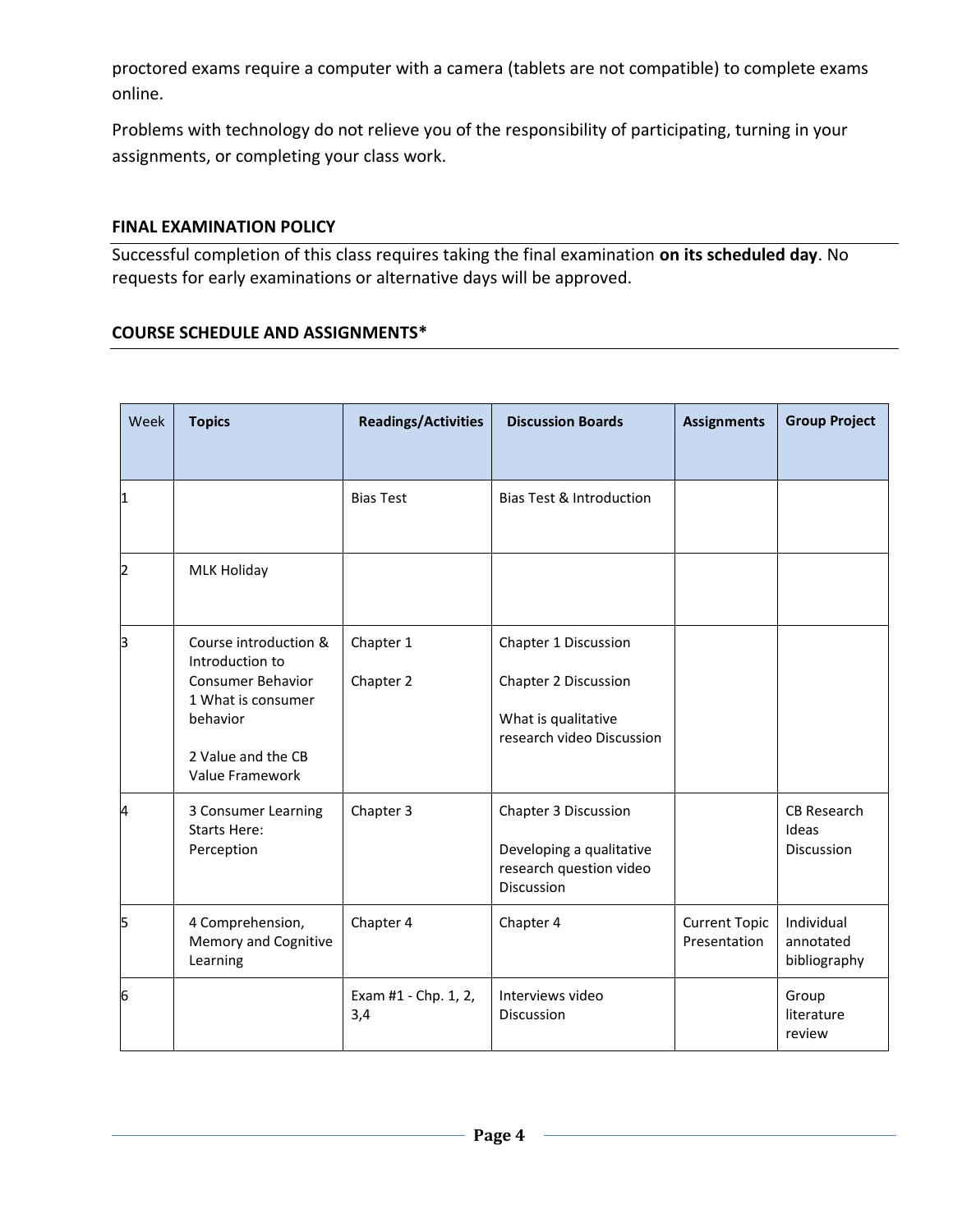proctored exams require a computer with a camera (tablets are not compatible) to complete exams online.

Problems with technology do not relieve you of the responsibility of participating, turning in your assignments, or completing your class work.

## FINAL EXAMINATION POLICY

Successful completion of this class requires taking the final examination **on its scheduled day**. No requests for early examinations or alternative days will be approved.

## COURSE SCHEDULE AND ASSIGNMENTS*

| Week | Topics | Readings/Activities | Discussion Boards | Assignments | Group Project |
|---|---|---|---|---|---|
| 1 | | Bias Test | Bias Test & Introduction | | |
| 2 | MLK Holiday | | | | |
| 3 | Course introduction & Introduction to Consumer Behavior<br>1 What is consumer behavior<br><br>2 Value and the CB Value Framework | Chapter 1<br><br>Chapter 2 | Chapter 1 Discussion<br><br>Chapter 2 Discussion<br><br>What is qualitative research video Discussion | | |
| 4 | 3 Consumer Learning Starts Here: Perception | Chapter 3 | Chapter 3 Discussion<br><br>Developing a qualitative research question video Discussion | | CB Research Ideas Discussion |
| 5 | 4 Comprehension, Memory and Cognitive Learning | Chapter 4 | Chapter 4 | Current Topic Presentation | Individual annotated bibliography |
| 6 | | Exam #1 - Chp. 1, 2, 3,4 | Interviews video Discussion | | Group literature review |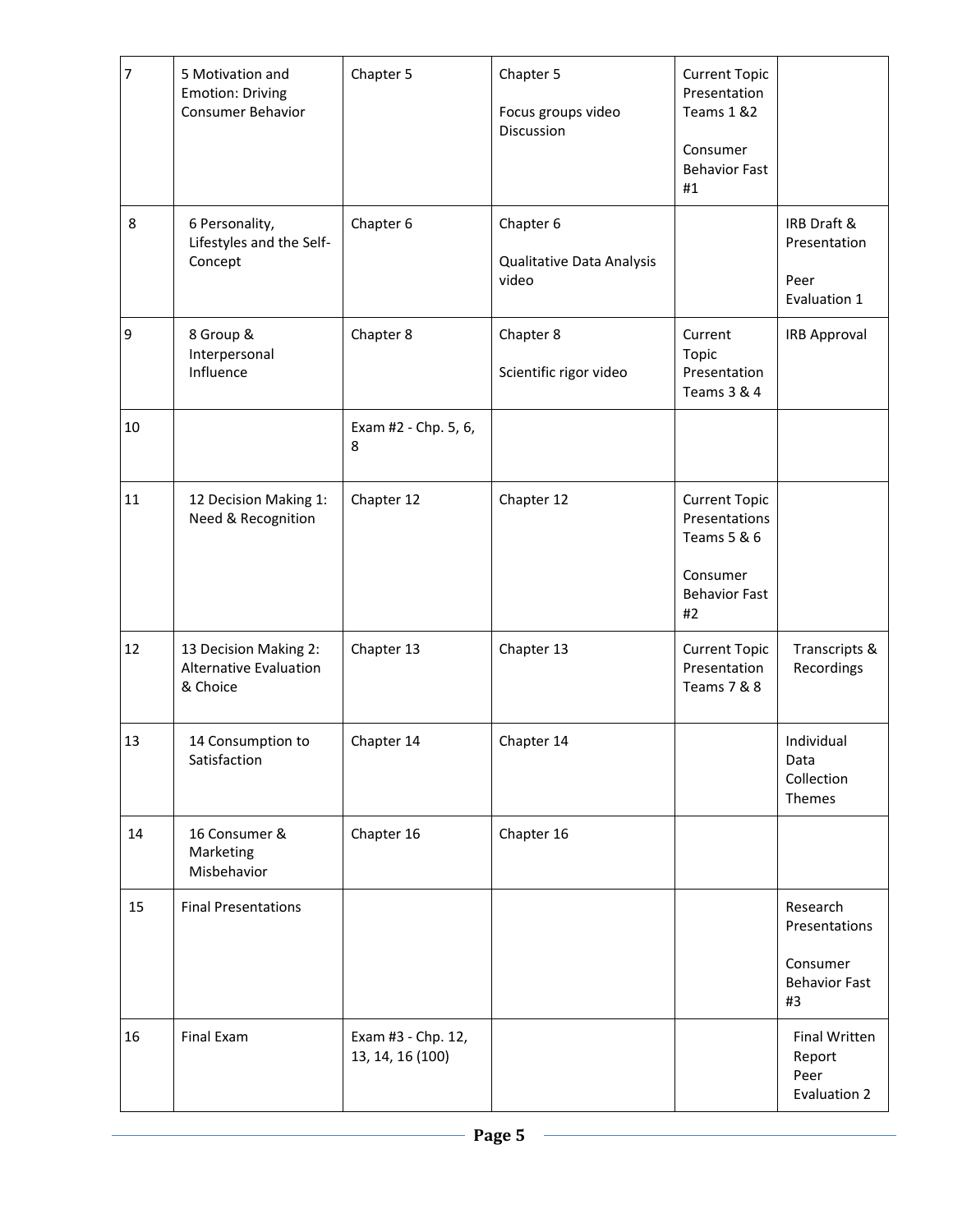| 7 | 5 Motivation and Emotion: Driving Consumer Behavior | Chapter 5 | Chapter 5<br><br>Focus groups video Discussion | Current Topic Presentation Teams 1 &2<br><br>Consumer Behavior Fast #1 | |
|---|---|---|---|---|---|
| 8 | 6 Personality, Lifestyles and the Self-Concept | Chapter 6 | Chapter 6<br><br>Qualitative Data Analysis video | | IRB Draft & Presentation<br><br>Peer Evaluation 1 |
| 9 | 8 Group & Interpersonal Influence | Chapter 8 | Chapter 8<br><br>Scientific rigor video | Current Topic Presentation Teams 3 & 4 | IRB Approval |
| 10 | | Exam #2 - Chp. 5, 6, 8 | | | |
| 11 | 12 Decision Making 1: Need & Recognition | Chapter 12 | Chapter 12 | Current Topic Presentations Teams 5 & 6<br><br>Consumer Behavior Fast #2 | |
| 12 | 13 Decision Making 2: Alternative Evaluation & Choice | Chapter 13 | Chapter 13 | Current Topic Presentation Teams 7 & 8 | Transcripts & Recordings |
| 13 | 14 Consumption to Satisfaction | Chapter 14 | Chapter 14 | | Individual Data Collection Themes |
| 14 | 16 Consumer & Marketing Misbehavior | Chapter 16 | Chapter 16 | | |
| 15 | Final Presentations | | | | Research Presentations<br><br>Consumer Behavior Fast #3 |
| 16 | Final Exam | Exam #3 - Chp. 12, 13, 14, 16 (100) | | | Final Written Report<br>Peer Evaluation 2 |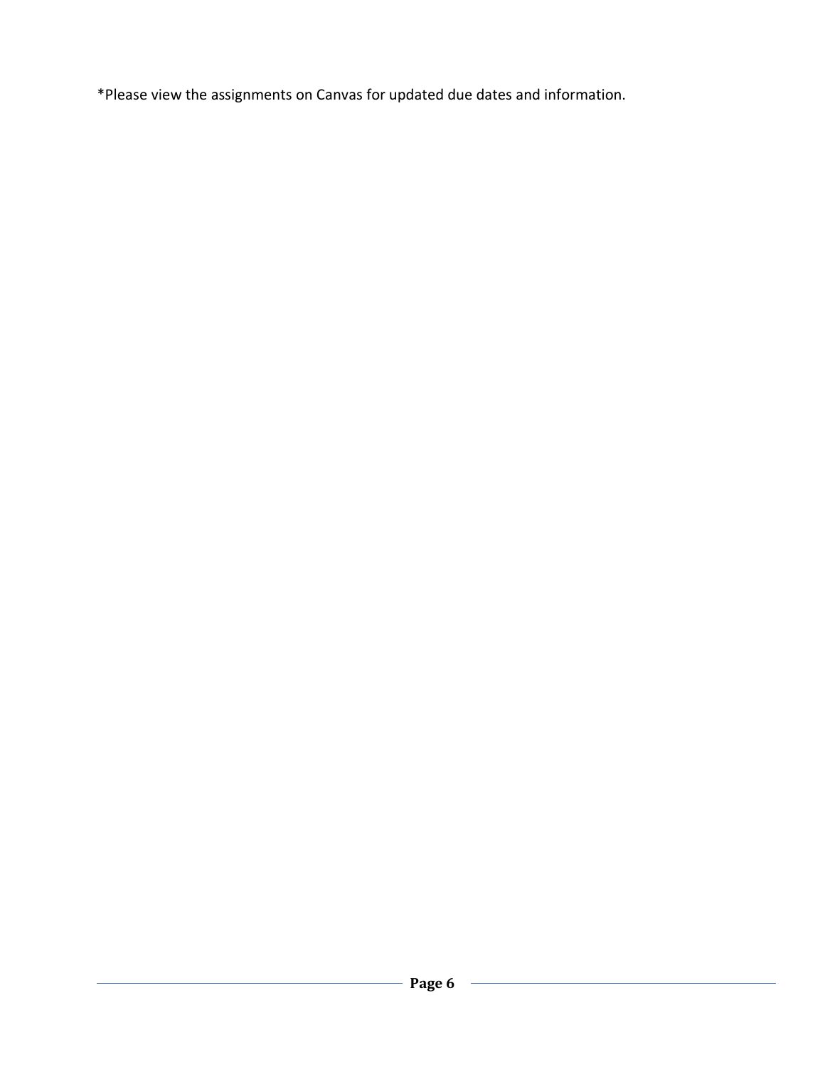*Please view the assignments on Canvas for updated due dates and information.